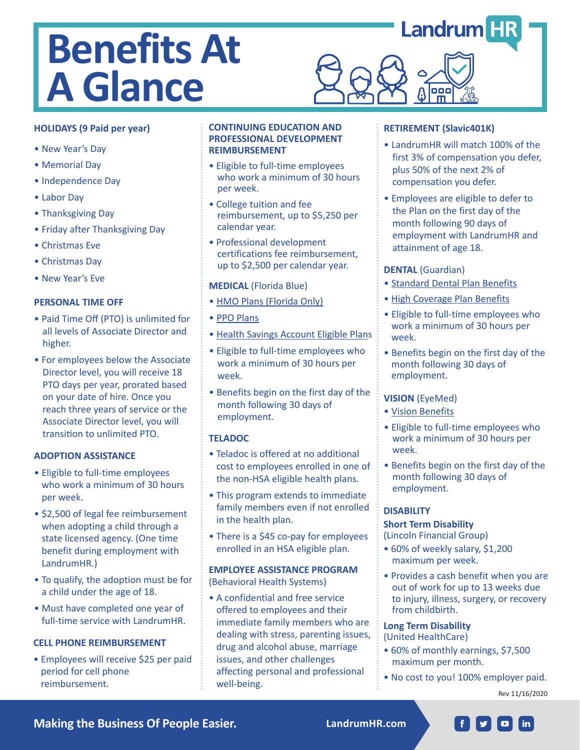# Benefits At A Glance

LandrumHR

### HOLIDAYS (9 Paid per year)

- New Year's Day
- Memorial Day
- Independence Day
- Labor Day
- Thanksgiving Day
- Friday after Thanksgiving Day
- Christmas Eve
- Christmas Day
- New Year's Eve

### PERSONAL TIME OFF

- Paid Time Off (PTO) is unlimited for all levels of Associate Director and higher.
- For employees below the Associate Director level, you will receive 18 PTO days per year, prorated based on your date of hire. Once you reach three years of service or the Associate Director level, you will transition to unlimited PTO.

### ADOPTION ASSISTANCE

- Eligible to full-time employees who work a minimum of 30 hours per week.
- $2,500 of legal fee reimbursement when adopting a child through a state licensed agency. (One time benefit during employment with LandrumHR.)
- To qualify, the adoption must be for a child under the age of 18.
- Must have completed one year of full-time service with LandrumHR.

### CELL PHONE REIMBURSEMENT

- Employees will receive $25 per paid period for cell phone reimbursement.

### CONTINUING EDUCATION AND PROFESSIONAL DEVELOPMENT REIMBURSEMENT

- Eligible to full-time employees who work a minimum of 30 hours per week.
- College tuition and fee reimbursement, up to $5,250 per calendar year.
- Professional development certifications fee reimbursement, up to $2,500 per calendar year.

### MEDICAL (Florida Blue)

- HMO Plans (Florida Only)
- PPO Plans
- Health Savings Account Eligible Plans
- Eligible to full-time employees who work a minimum of 30 hours per week.
- Benefits begin on the first day of the month following 30 days of employment.

### TELADOC

- Teladoc is offered at no additional cost to employees enrolled in one of the non-HSA eligible health plans.
- This program extends to immediate family members even if not enrolled in the health plan.
- There is a $45 co-pay for employees enrolled in an HSA eligible plan.

### EMPLOYEE ASSISTANCE PROGRAM (Behavioral Health Systems)

- A confidential and free service offered to employees and their immediate family members who are dealing with stress, parenting issues, drug and alcohol abuse, marriage issues, and other challenges affecting personal and professional well-being.

### RETIREMENT (Slavic401K)

- LandrumHR will match 100% of the first 3% of compensation you defer, plus 50% of the next 2% of compensation you defer.
- Employees are eligible to defer to the Plan on the first day of the month following 90 days of employment with LandrumHR and attainment of age 18.

### DENTAL (Guardian)

- Standard Dental Plan Benefits
- High Coverage Plan Benefits
- Eligible to full-time employees who work a minimum of 30 hours per week.
- Benefits begin on the first day of the month following 30 days of employment.

### VISION (EyeMed)

- Vision Benefits
- Eligible to full-time employees who work a minimum of 30 hours per week.
- Benefits begin on the first day of the month following 30 days of employment.

### DISABILITY

**Short Term Disability**
(Lincoln Financial Group)

- 60% of weekly salary, $1,200 maximum per week.
- Provides a cash benefit when you are out of work for up to 13 weeks due to injury, illness, surgery, or recovery from childbirth.

**Long Term Disability**
(United HealthCare)

- 60% of monthly earnings, $7,500 maximum per month.
- No cost to you! 100% employer paid.

Rev 11/16/2020

Making the Business Of People Easier. LandrumHR.com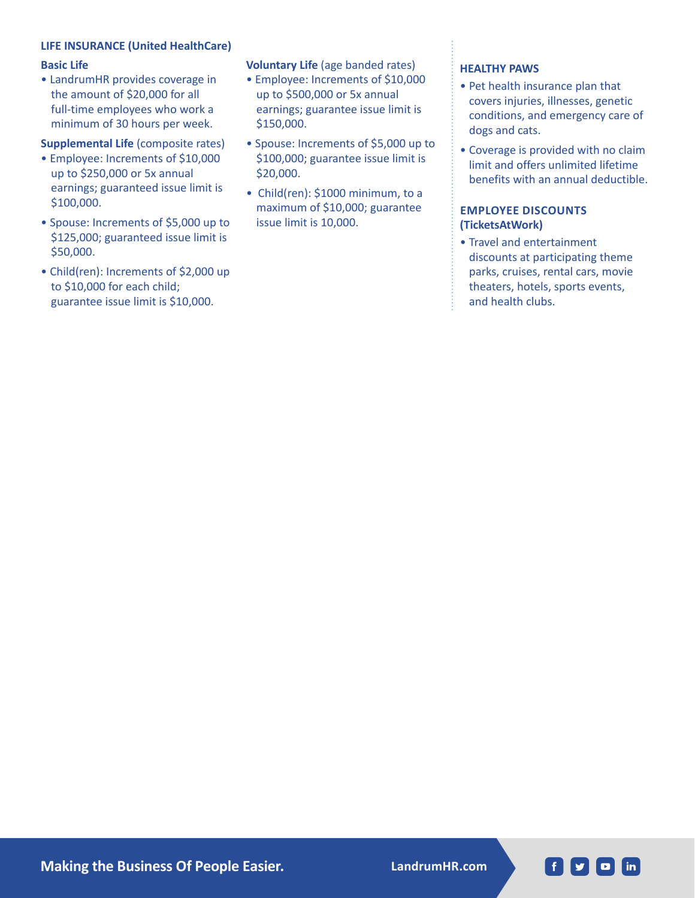## LIFE INSURANCE (United HealthCare)

### Basic Life

- LandrumHR provides coverage in the amount of $20,000 for all full-time employees who work a minimum of 30 hours per week.

### Supplemental Life (composite rates)

- Employee: Increments of $10,000 up to $250,000 or 5x annual earnings; guaranteed issue limit is $100,000.
- Spouse: Increments of $5,000 up to $125,000; guaranteed issue limit is $50,000.
- Child(ren): Increments of $2,000 up to $10,000 for each child; guarantee issue limit is $10,000.

### Voluntary Life (age banded rates)

- Employee: Increments of $10,000 up to $500,000 or 5x annual earnings; guarantee issue limit is $150,000.
- Spouse: Increments of $5,000 up to $100,000; guarantee issue limit is $20,000.
- Child(ren): $1000 minimum, to a maximum of $10,000; guarantee issue limit is 10,000.

## HEALTHY PAWS

- Pet health insurance plan that covers injuries, illnesses, genetic conditions, and emergency care of dogs and cats.
- Coverage is provided with no claim limit and offers unlimited lifetime benefits with an annual deductible.

## EMPLOYEE DISCOUNTS (TicketsAtWork)

- Travel and entertainment discounts at participating theme parks, cruises, rental cars, movie theaters, hotels, sports events, and health clubs.

**Making the Business Of People Easier.** LandrumHR.com